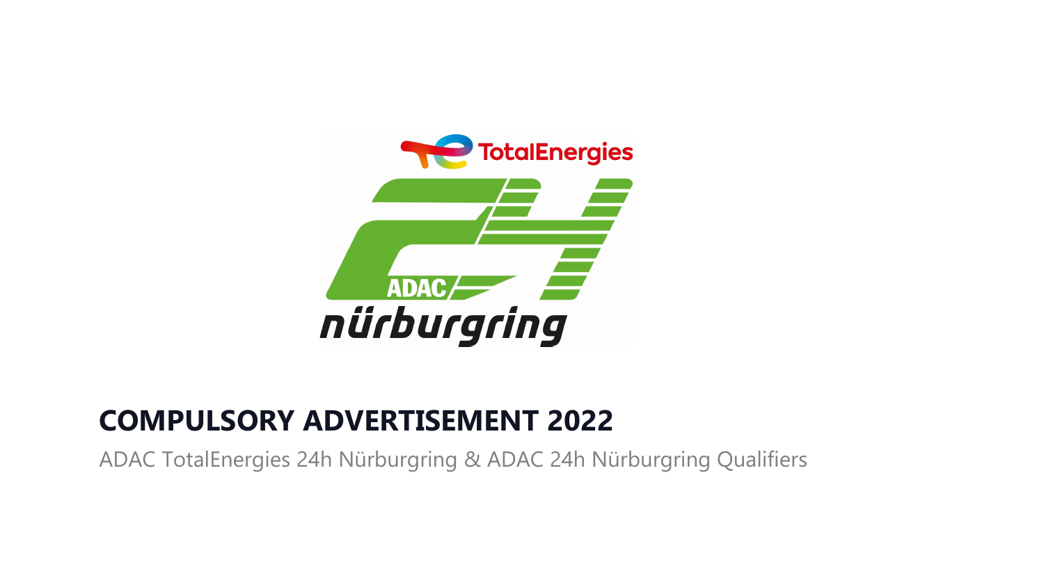# COMPULSORY ADVERTISEMENT 2022

ADAC TotalEnergies 24h Nürburgring & ADAC 24h Nürburgring Qualifiers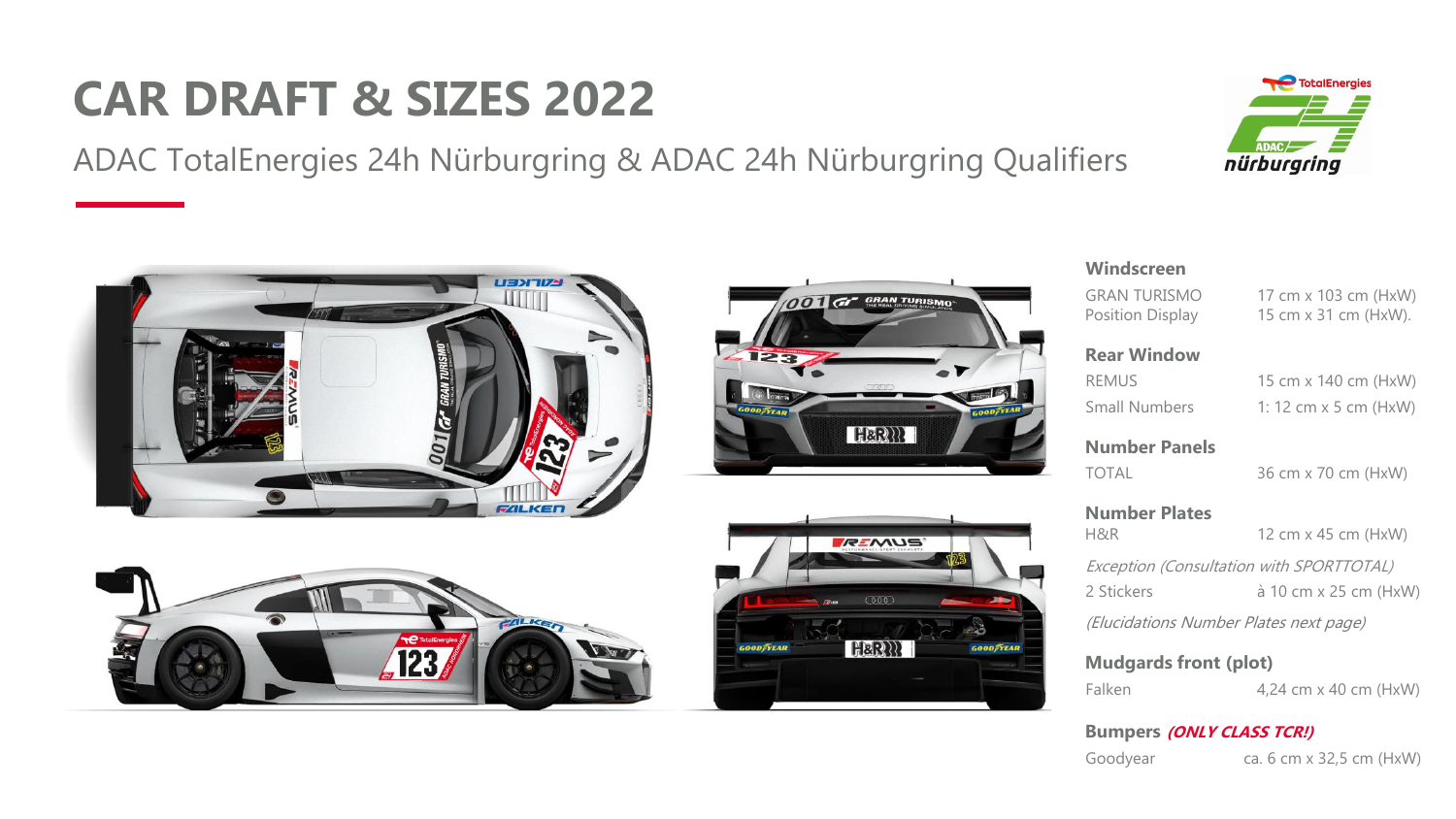# CAR DRAFT & SIZES 2022

ADAC TotalEnergies 24h Nürburgring & ADAC 24h Nürburgring Qualifiers

**Windscreen**

| | |
|---|---|
| GRAN TURISMO | 17 cm x 103 cm (HxW) |
| Position Display | 15 cm x 31 cm (HxW). |

**Rear Window**

| | |
|---|---|
| REMUS | 15 cm x 140 cm (HxW) |
| Small Numbers | 1: 12 cm x 5 cm (HxW) |

**Number Panels**

| | |
|---|---|
| TOTAL | 36 cm x 70 cm (HxW) |

**Number Plates**

| | |
|---|---|
| H&R | 12 cm x 45 cm (HxW) |

*Exception (Consultation with SPORTTOTAL)*

| | |
|---|---|
| 2 Stickers | à 10 cm x 25 cm (HxW) |

*(Elucidations Number Plates next page)*

**Mudgards front (plot)**

| | |
|---|---|
| Falken | 4,24 cm x 40 cm (HxW) |

**Bumpers** ***(ONLY CLASS TCR!)***

| | |
|---|---|
| Goodyear | ca. 6 cm x 32,5 cm (HxW) |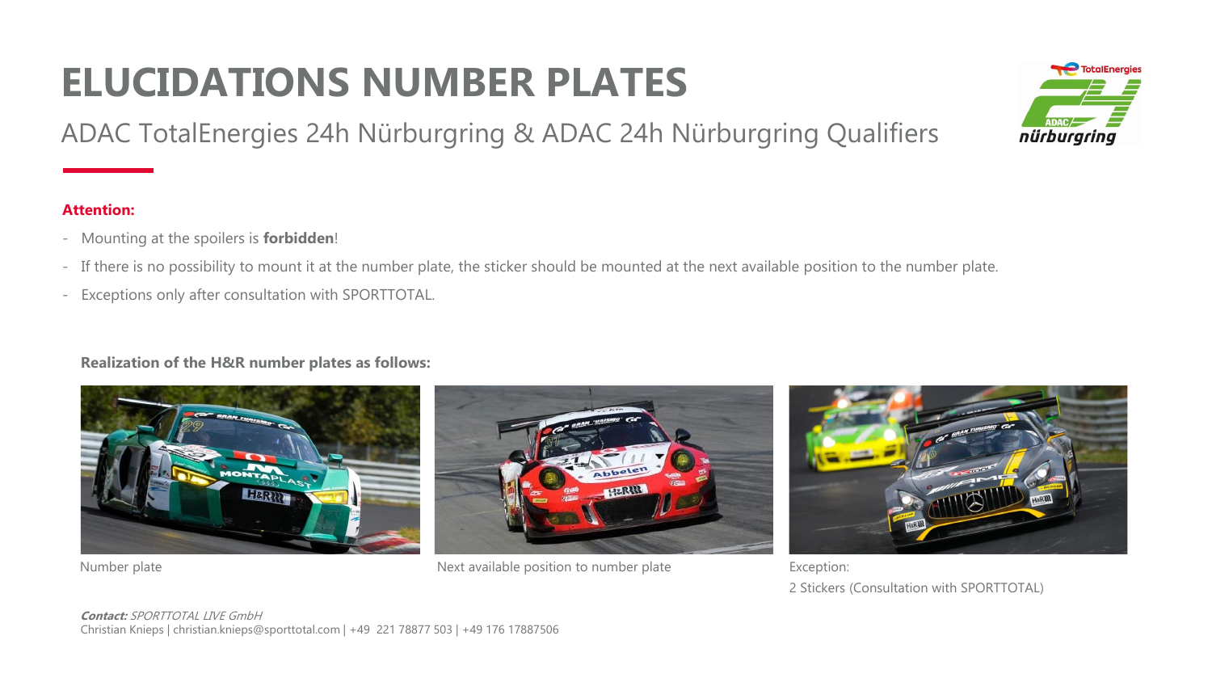# ELUCIDATIONS NUMBER PLATES

ADAC TotalEnergies 24h Nürburgring & ADAC 24h Nürburgring Qualifiers

**Attention:**

- Mounting at the spoilers is **forbidden**!
- If there is no possibility to mount it at the number plate, the sticker should be mounted at the next available position to the number plate.
- Exceptions only after consultation with SPORTTOTAL.

**Realization of the H&R number plates as follows:**

Number plate

Next available position to number plate

Exception:
2 Stickers (Consultation with SPORTTOTAL)

***Contact:*** *SPORTTOTAL LIVE GmbH*
Christian Knieps | christian.knieps@sporttotal.com | +49 221 78877 503 | +49 176 17887506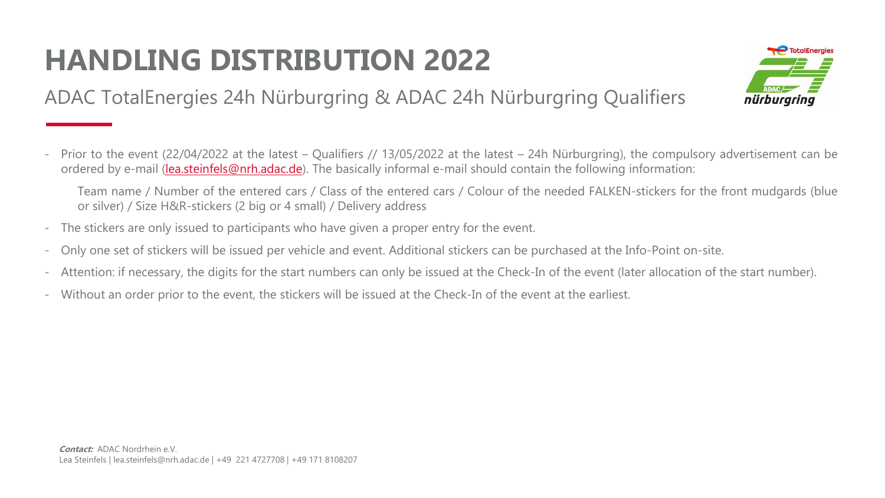# HANDLING DISTRIBUTION 2022

ADAC TotalEnergies 24h Nürburgring & ADAC 24h Nürburgring Qualifiers

- Prior to the event (22/04/2022 at the latest – Qualifiers // 13/05/2022 at the latest – 24h Nürburgring), the compulsory advertisement can be ordered by e-mail (lea.steinfels@nrh.adac.de). The basically informal e-mail should contain the following information:

  Team name / Number of the entered cars / Class of the entered cars / Colour of the needed FALKEN-stickers for the front mudgards (blue or silver) / Size H&R-stickers (2 big or 4 small) / Delivery address

- The stickers are only issued to participants who have given a proper entry for the event.
- Only one set of stickers will be issued per vehicle and event. Additional stickers can be purchased at the Info-Point on-site.
- Attention: if necessary, the digits for the start numbers can only be issued at the Check-In of the event (later allocation of the start number).
- Without an order prior to the event, the stickers will be issued at the Check-In of the event at the earliest.

***Contact:*** ADAC Nordrhein e.V.
Lea Steinfels | lea.steinfels@nrh.adac.de | +49 221 4727708 | +49 171 8108207